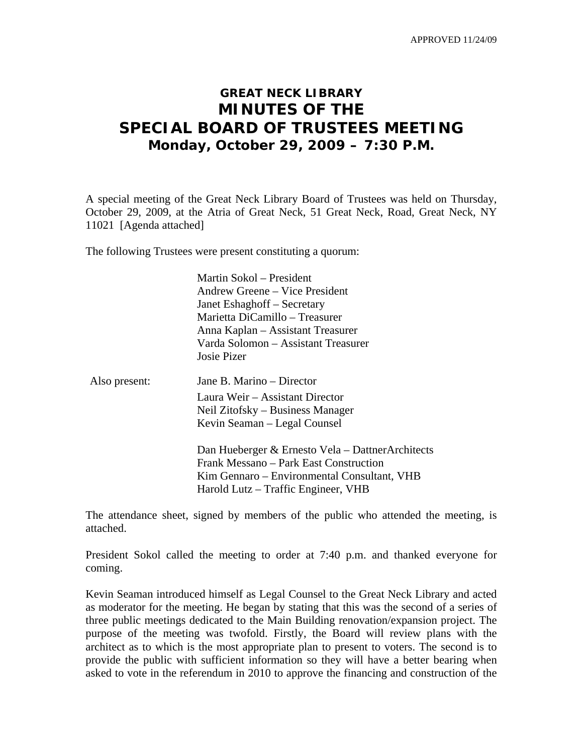APPROVED 11/24/09

# GREAT NECK LIBRARY
# MINUTES OF THE
# SPECIAL BOARD OF TRUSTEES MEETING
## Monday, October 29, 2009 – 7:30 P.M.

A special meeting of the Great Neck Library Board of Trustees was held on Thursday, October 29, 2009, at the Atria of Great Neck, 51 Great Neck, Road, Great Neck, NY 11021 [Agenda attached]

The following Trustees were present constituting a quorum:

Martin Sokol – President
Andrew Greene – Vice President
Janet Eshaghoff – Secretary
Marietta DiCamillo – Treasurer
Anna Kaplan – Assistant Treasurer
Varda Solomon – Assistant Treasurer
Josie Pizer

Also present:

Jane B. Marino – Director
Laura Weir – Assistant Director
Neil Zitofsky – Business Manager
Kevin Seaman – Legal Counsel

Dan Hueberger & Ernesto Vela – DattnerArchitects
Frank Messano – Park East Construction
Kim Gennaro – Environmental Consultant, VHB
Harold Lutz – Traffic Engineer, VHB

The attendance sheet, signed by members of the public who attended the meeting, is attached.

President Sokol called the meeting to order at 7:40 p.m. and thanked everyone for coming.

Kevin Seaman introduced himself as Legal Counsel to the Great Neck Library and acted as moderator for the meeting. He began by stating that this was the second of a series of three public meetings dedicated to the Main Building renovation/expansion project. The purpose of the meeting was twofold. Firstly, the Board will review plans with the architect as to which is the most appropriate plan to present to voters. The second is to provide the public with sufficient information so they will have a better bearing when asked to vote in the referendum in 2010 to approve the financing and construction of the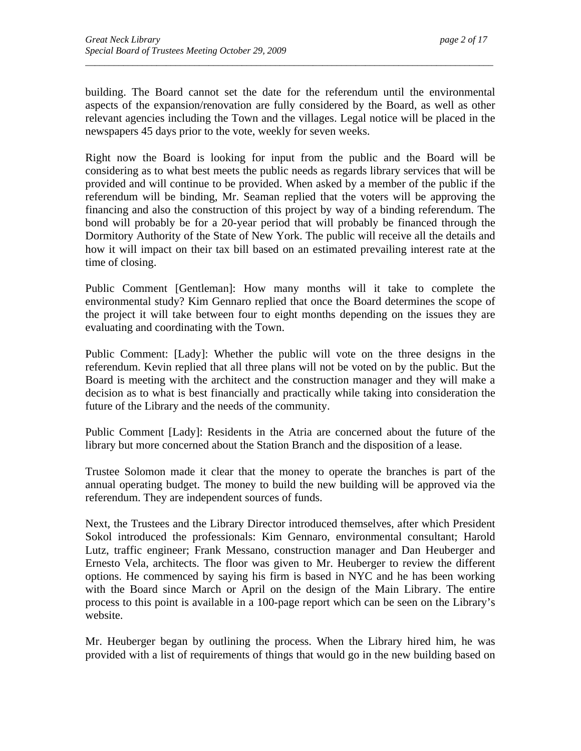building. The Board cannot set the date for the referendum until the environmental aspects of the expansion/renovation are fully considered by the Board, as well as other relevant agencies including the Town and the villages. Legal notice will be placed in the newspapers 45 days prior to the vote, weekly for seven weeks.

Right now the Board is looking for input from the public and the Board will be considering as to what best meets the public needs as regards library services that will be provided and will continue to be provided. When asked by a member of the public if the referendum will be binding, Mr. Seaman replied that the voters will be approving the financing and also the construction of this project by way of a binding referendum. The bond will probably be for a 20-year period that will probably be financed through the Dormitory Authority of the State of New York. The public will receive all the details and how it will impact on their tax bill based on an estimated prevailing interest rate at the time of closing.

Public Comment [Gentleman]: How many months will it take to complete the environmental study? Kim Gennaro replied that once the Board determines the scope of the project it will take between four to eight months depending on the issues they are evaluating and coordinating with the Town.

Public Comment: [Lady]: Whether the public will vote on the three designs in the referendum. Kevin replied that all three plans will not be voted on by the public. But the Board is meeting with the architect and the construction manager and they will make a decision as to what is best financially and practically while taking into consideration the future of the Library and the needs of the community.

Public Comment [Lady]: Residents in the Atria are concerned about the future of the library but more concerned about the Station Branch and the disposition of a lease.

Trustee Solomon made it clear that the money to operate the branches is part of the annual operating budget. The money to build the new building will be approved via the referendum. They are independent sources of funds.

Next, the Trustees and the Library Director introduced themselves, after which President Sokol introduced the professionals: Kim Gennaro, environmental consultant; Harold Lutz, traffic engineer; Frank Messano, construction manager and Dan Heuberger and Ernesto Vela, architects. The floor was given to Mr. Heuberger to review the different options. He commenced by saying his firm is based in NYC and he has been working with the Board since March or April on the design of the Main Library. The entire process to this point is available in a 100-page report which can be seen on the Library's website.

Mr. Heuberger began by outlining the process. When the Library hired him, he was provided with a list of requirements of things that would go in the new building based on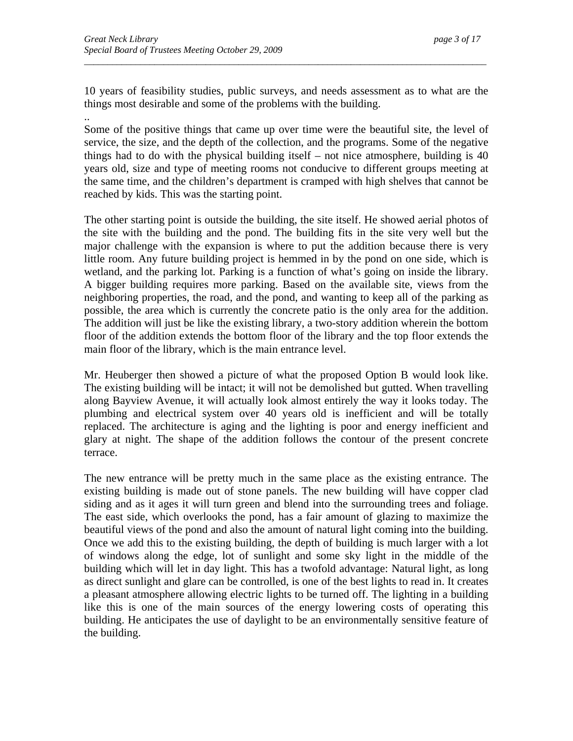10 years of feasibility studies, public surveys, and needs assessment as to what are the things most desirable and some of the problems with the building.

..

Some of the positive things that came up over time were the beautiful site, the level of service, the size, and the depth of the collection, and the programs. Some of the negative things had to do with the physical building itself – not nice atmosphere, building is 40 years old, size and type of meeting rooms not conducive to different groups meeting at the same time, and the children's department is cramped with high shelves that cannot be reached by kids. This was the starting point.

The other starting point is outside the building, the site itself. He showed aerial photos of the site with the building and the pond. The building fits in the site very well but the major challenge with the expansion is where to put the addition because there is very little room. Any future building project is hemmed in by the pond on one side, which is wetland, and the parking lot. Parking is a function of what's going on inside the library. A bigger building requires more parking. Based on the available site, views from the neighboring properties, the road, and the pond, and wanting to keep all of the parking as possible, the area which is currently the concrete patio is the only area for the addition. The addition will just be like the existing library, a two-story addition wherein the bottom floor of the addition extends the bottom floor of the library and the top floor extends the main floor of the library, which is the main entrance level.

Mr. Heuberger then showed a picture of what the proposed Option B would look like. The existing building will be intact; it will not be demolished but gutted. When travelling along Bayview Avenue, it will actually look almost entirely the way it looks today. The plumbing and electrical system over 40 years old is inefficient and will be totally replaced. The architecture is aging and the lighting is poor and energy inefficient and glary at night. The shape of the addition follows the contour of the present concrete terrace.

The new entrance will be pretty much in the same place as the existing entrance. The existing building is made out of stone panels. The new building will have copper clad siding and as it ages it will turn green and blend into the surrounding trees and foliage. The east side, which overlooks the pond, has a fair amount of glazing to maximize the beautiful views of the pond and also the amount of natural light coming into the building. Once we add this to the existing building, the depth of building is much larger with a lot of windows along the edge, lot of sunlight and some sky light in the middle of the building which will let in day light. This has a twofold advantage: Natural light, as long as direct sunlight and glare can be controlled, is one of the best lights to read in. It creates a pleasant atmosphere allowing electric lights to be turned off. The lighting in a building like this is one of the main sources of the energy lowering costs of operating this building. He anticipates the use of daylight to be an environmentally sensitive feature of the building.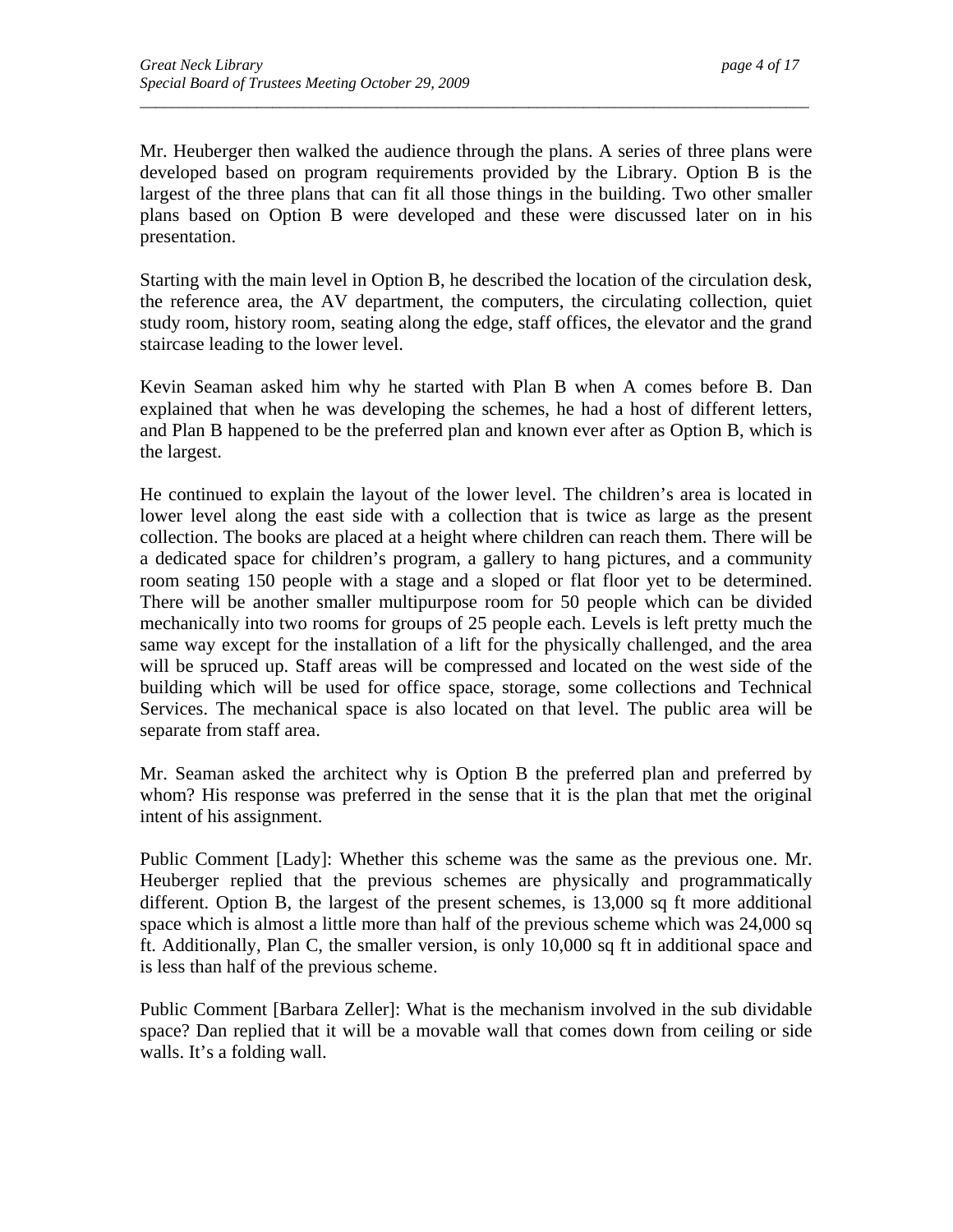Mr. Heuberger then walked the audience through the plans. A series of three plans were developed based on program requirements provided by the Library. Option B is the largest of the three plans that can fit all those things in the building. Two other smaller plans based on Option B were developed and these were discussed later on in his presentation.

Starting with the main level in Option B, he described the location of the circulation desk, the reference area, the AV department, the computers, the circulating collection, quiet study room, history room, seating along the edge, staff offices, the elevator and the grand staircase leading to the lower level.

Kevin Seaman asked him why he started with Plan B when A comes before B. Dan explained that when he was developing the schemes, he had a host of different letters, and Plan B happened to be the preferred plan and known ever after as Option B, which is the largest.

He continued to explain the layout of the lower level. The children's area is located in lower level along the east side with a collection that is twice as large as the present collection. The books are placed at a height where children can reach them. There will be a dedicated space for children's program, a gallery to hang pictures, and a community room seating 150 people with a stage and a sloped or flat floor yet to be determined. There will be another smaller multipurpose room for 50 people which can be divided mechanically into two rooms for groups of 25 people each. Levels is left pretty much the same way except for the installation of a lift for the physically challenged, and the area will be spruced up. Staff areas will be compressed and located on the west side of the building which will be used for office space, storage, some collections and Technical Services. The mechanical space is also located on that level. The public area will be separate from staff area.

Mr. Seaman asked the architect why is Option B the preferred plan and preferred by whom? His response was preferred in the sense that it is the plan that met the original intent of his assignment.

Public Comment [Lady]: Whether this scheme was the same as the previous one. Mr. Heuberger replied that the previous schemes are physically and programmatically different. Option B, the largest of the present schemes, is 13,000 sq ft more additional space which is almost a little more than half of the previous scheme which was 24,000 sq ft. Additionally, Plan C, the smaller version, is only 10,000 sq ft in additional space and is less than half of the previous scheme.

Public Comment [Barbara Zeller]: What is the mechanism involved in the sub dividable space? Dan replied that it will be a movable wall that comes down from ceiling or side walls. It's a folding wall.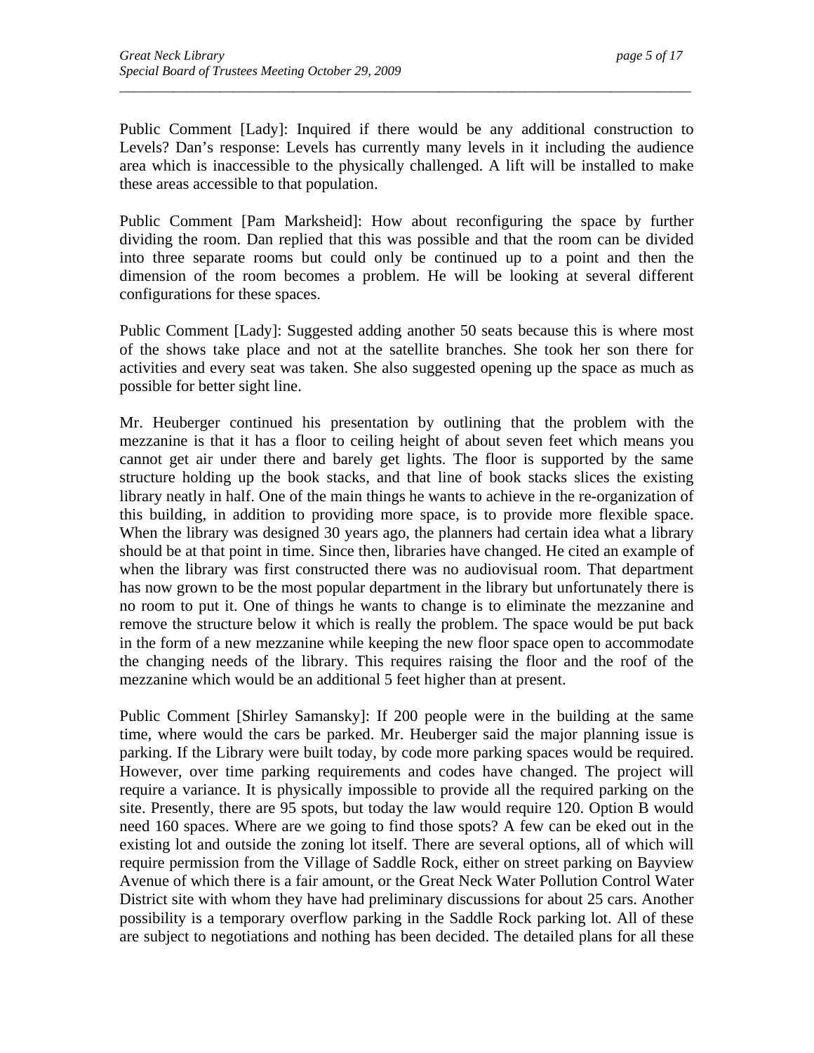Public Comment [Lady]: Inquired if there would be any additional construction to Levels? Dan's response: Levels has currently many levels in it including the audience area which is inaccessible to the physically challenged. A lift will be installed to make these areas accessible to that population.

Public Comment [Pam Marksheid]: How about reconfiguring the space by further dividing the room. Dan replied that this was possible and that the room can be divided into three separate rooms but could only be continued up to a point and then the dimension of the room becomes a problem. He will be looking at several different configurations for these spaces.

Public Comment [Lady]: Suggested adding another 50 seats because this is where most of the shows take place and not at the satellite branches. She took her son there for activities and every seat was taken. She also suggested opening up the space as much as possible for better sight line.

Mr. Heuberger continued his presentation by outlining that the problem with the mezzanine is that it has a floor to ceiling height of about seven feet which means you cannot get air under there and barely get lights. The floor is supported by the same structure holding up the book stacks, and that line of book stacks slices the existing library neatly in half. One of the main things he wants to achieve in the re-organization of this building, in addition to providing more space, is to provide more flexible space. When the library was designed 30 years ago, the planners had certain idea what a library should be at that point in time. Since then, libraries have changed. He cited an example of when the library was first constructed there was no audiovisual room. That department has now grown to be the most popular department in the library but unfortunately there is no room to put it. One of things he wants to change is to eliminate the mezzanine and remove the structure below it which is really the problem. The space would be put back in the form of a new mezzanine while keeping the new floor space open to accommodate the changing needs of the library. This requires raising the floor and the roof of the mezzanine which would be an additional 5 feet higher than at present.

Public Comment [Shirley Samansky]: If 200 people were in the building at the same time, where would the cars be parked. Mr. Heuberger said the major planning issue is parking. If the Library were built today, by code more parking spaces would be required. However, over time parking requirements and codes have changed. The project will require a variance. It is physically impossible to provide all the required parking on the site. Presently, there are 95 spots, but today the law would require 120. Option B would need 160 spaces. Where are we going to find those spots? A few can be eked out in the existing lot and outside the zoning lot itself. There are several options, all of which will require permission from the Village of Saddle Rock, either on street parking on Bayview Avenue of which there is a fair amount, or the Great Neck Water Pollution Control Water District site with whom they have had preliminary discussions for about 25 cars. Another possibility is a temporary overflow parking in the Saddle Rock parking lot. All of these are subject to negotiations and nothing has been decided. The detailed plans for all these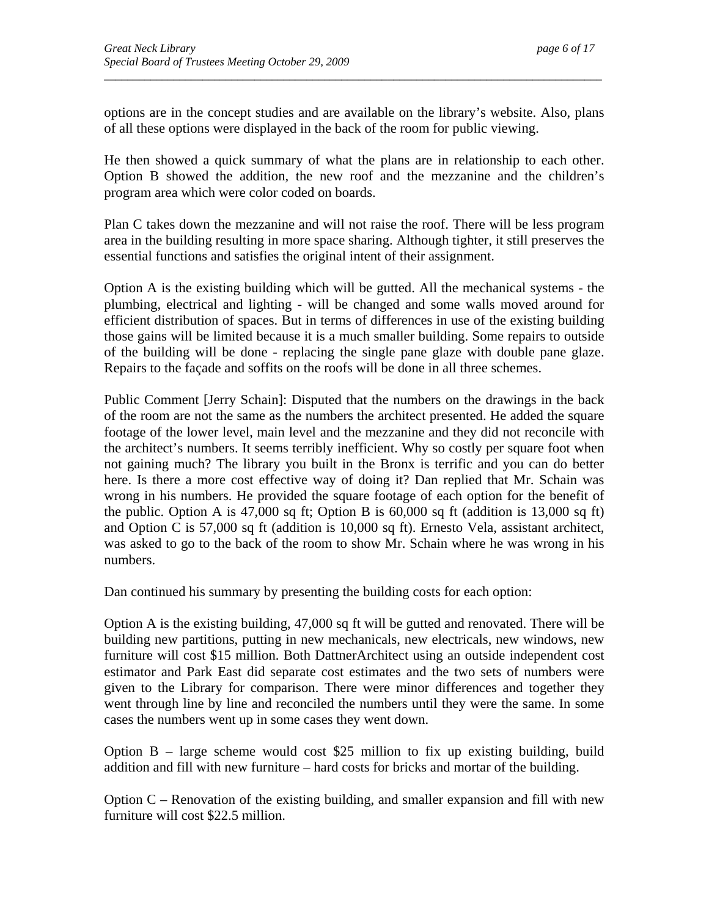options are in the concept studies and are available on the library's website. Also, plans of all these options were displayed in the back of the room for public viewing.

He then showed a quick summary of what the plans are in relationship to each other. Option B showed the addition, the new roof and the mezzanine and the children's program area which were color coded on boards.

Plan C takes down the mezzanine and will not raise the roof. There will be less program area in the building resulting in more space sharing. Although tighter, it still preserves the essential functions and satisfies the original intent of their assignment.

Option A is the existing building which will be gutted. All the mechanical systems - the plumbing, electrical and lighting - will be changed and some walls moved around for efficient distribution of spaces. But in terms of differences in use of the existing building those gains will be limited because it is a much smaller building. Some repairs to outside of the building will be done - replacing the single pane glaze with double pane glaze. Repairs to the façade and soffits on the roofs will be done in all three schemes.

Public Comment [Jerry Schain]: Disputed that the numbers on the drawings in the back of the room are not the same as the numbers the architect presented. He added the square footage of the lower level, main level and the mezzanine and they did not reconcile with the architect's numbers. It seems terribly inefficient. Why so costly per square foot when not gaining much? The library you built in the Bronx is terrific and you can do better here. Is there a more cost effective way of doing it? Dan replied that Mr. Schain was wrong in his numbers. He provided the square footage of each option for the benefit of the public. Option A is 47,000 sq ft; Option B is 60,000 sq ft (addition is 13,000 sq ft) and Option C is 57,000 sq ft (addition is 10,000 sq ft). Ernesto Vela, assistant architect, was asked to go to the back of the room to show Mr. Schain where he was wrong in his numbers.

Dan continued his summary by presenting the building costs for each option:

Option A is the existing building, 47,000 sq ft will be gutted and renovated. There will be building new partitions, putting in new mechanicals, new electricals, new windows, new furniture will cost $15 million. Both DattnerArchitect using an outside independent cost estimator and Park East did separate cost estimates and the two sets of numbers were given to the Library for comparison. There were minor differences and together they went through line by line and reconciled the numbers until they were the same. In some cases the numbers went up in some cases they went down.

Option B – large scheme would cost $25 million to fix up existing building, build addition and fill with new furniture – hard costs for bricks and mortar of the building.

Option C – Renovation of the existing building, and smaller expansion and fill with new furniture will cost $22.5 million.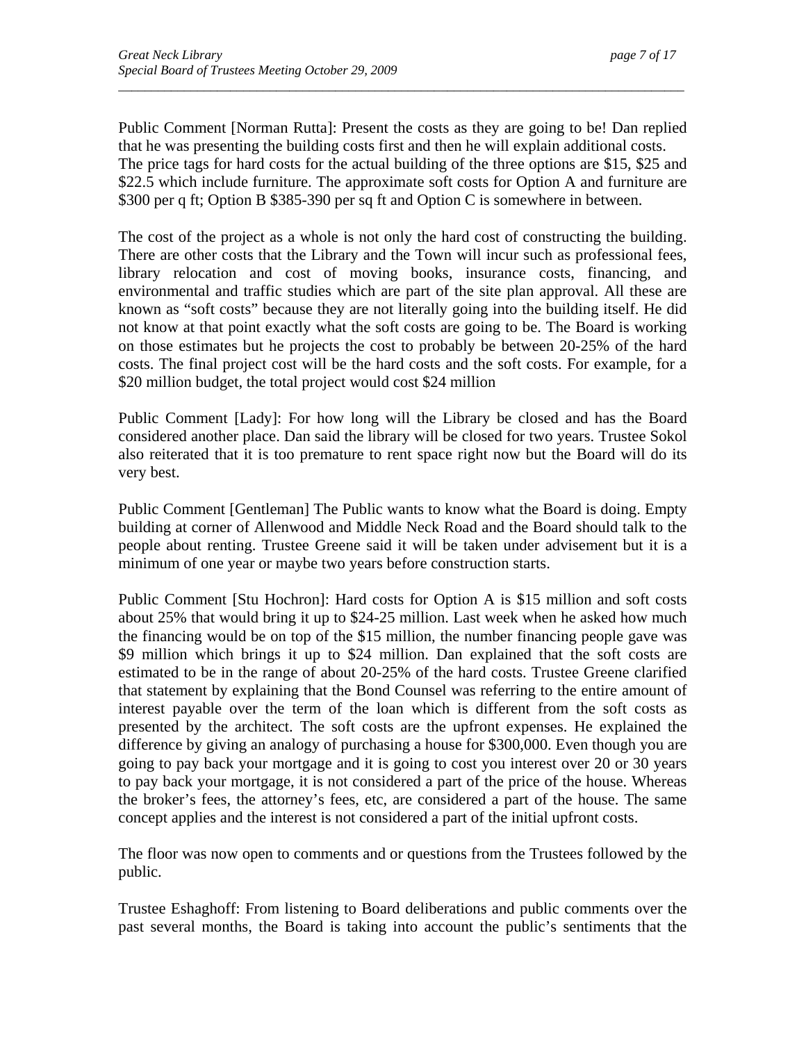Public Comment [Norman Rutta]: Present the costs as they are going to be! Dan replied that he was presenting the building costs first and then he will explain additional costs. The price tags for hard costs for the actual building of the three options are $15, $25 and $22.5 which include furniture. The approximate soft costs for Option A and furniture are $300 per q ft; Option B $385-390 per sq ft and Option C is somewhere in between.

The cost of the project as a whole is not only the hard cost of constructing the building. There are other costs that the Library and the Town will incur such as professional fees, library relocation and cost of moving books, insurance costs, financing, and environmental and traffic studies which are part of the site plan approval. All these are known as "soft costs" because they are not literally going into the building itself. He did not know at that point exactly what the soft costs are going to be. The Board is working on those estimates but he projects the cost to probably be between 20-25% of the hard costs. The final project cost will be the hard costs and the soft costs. For example, for a $20 million budget, the total project would cost $24 million

Public Comment [Lady]: For how long will the Library be closed and has the Board considered another place. Dan said the library will be closed for two years. Trustee Sokol also reiterated that it is too premature to rent space right now but the Board will do its very best.

Public Comment [Gentleman] The Public wants to know what the Board is doing. Empty building at corner of Allenwood and Middle Neck Road and the Board should talk to the people about renting. Trustee Greene said it will be taken under advisement but it is a minimum of one year or maybe two years before construction starts.

Public Comment [Stu Hochron]: Hard costs for Option A is $15 million and soft costs about 25% that would bring it up to $24-25 million. Last week when he asked how much the financing would be on top of the $15 million, the number financing people gave was $9 million which brings it up to $24 million. Dan explained that the soft costs are estimated to be in the range of about 20-25% of the hard costs. Trustee Greene clarified that statement by explaining that the Bond Counsel was referring to the entire amount of interest payable over the term of the loan which is different from the soft costs as presented by the architect. The soft costs are the upfront expenses. He explained the difference by giving an analogy of purchasing a house for $300,000. Even though you are going to pay back your mortgage and it is going to cost you interest over 20 or 30 years to pay back your mortgage, it is not considered a part of the price of the house. Whereas the broker's fees, the attorney's fees, etc, are considered a part of the house. The same concept applies and the interest is not considered a part of the initial upfront costs.

The floor was now open to comments and or questions from the Trustees followed by the public.

Trustee Eshaghoff: From listening to Board deliberations and public comments over the past several months, the Board is taking into account the public's sentiments that the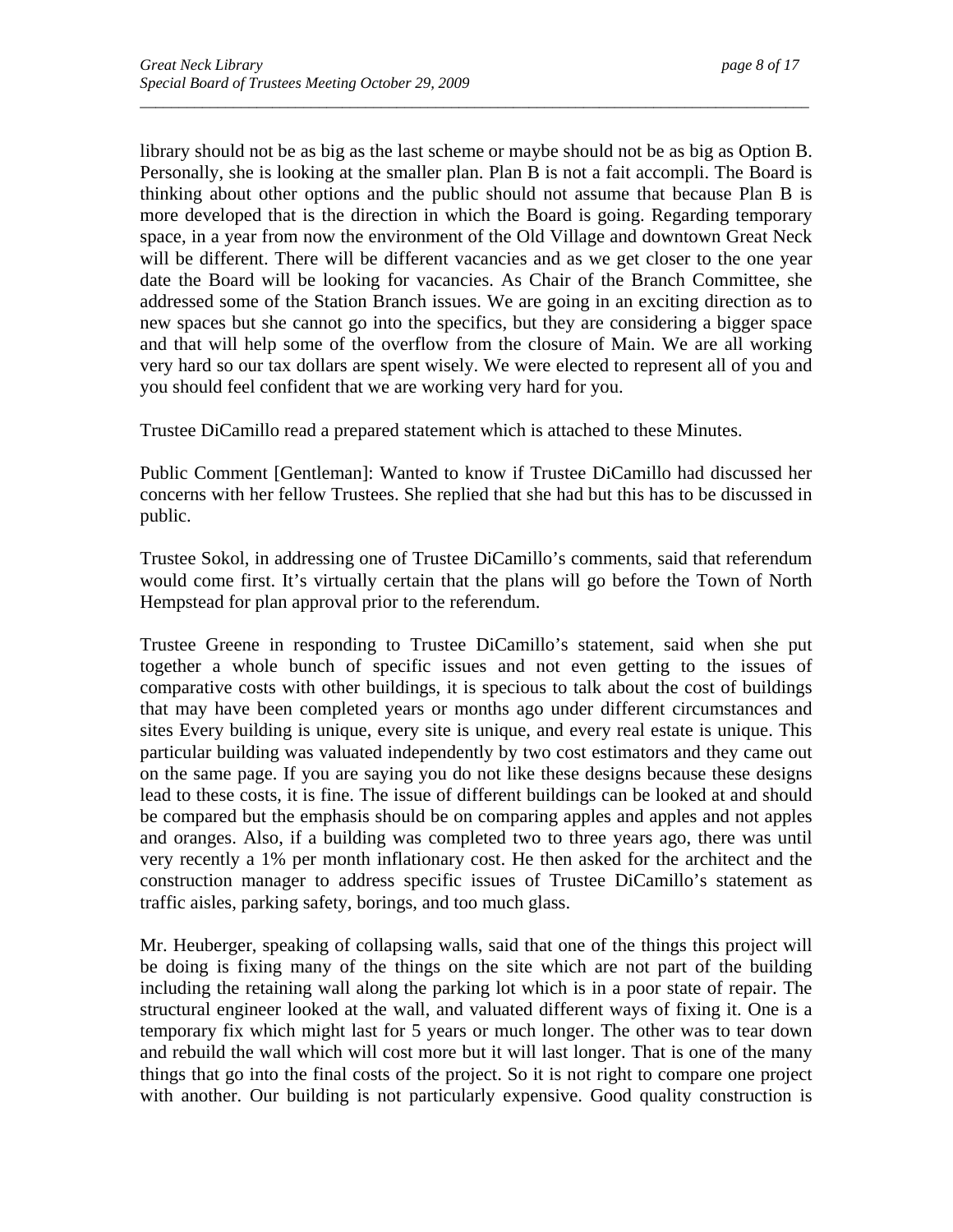library should not be as big as the last scheme or maybe should not be as big as Option B. Personally, she is looking at the smaller plan. Plan B is not a fait accompli. The Board is thinking about other options and the public should not assume that because Plan B is more developed that is the direction in which the Board is going. Regarding temporary space, in a year from now the environment of the Old Village and downtown Great Neck will be different. There will be different vacancies and as we get closer to the one year date the Board will be looking for vacancies. As Chair of the Branch Committee, she addressed some of the Station Branch issues. We are going in an exciting direction as to new spaces but she cannot go into the specifics, but they are considering a bigger space and that will help some of the overflow from the closure of Main. We are all working very hard so our tax dollars are spent wisely. We were elected to represent all of you and you should feel confident that we are working very hard for you.

Trustee DiCamillo read a prepared statement which is attached to these Minutes.

Public Comment [Gentleman]: Wanted to know if Trustee DiCamillo had discussed her concerns with her fellow Trustees. She replied that she had but this has to be discussed in public.

Trustee Sokol, in addressing one of Trustee DiCamillo's comments, said that referendum would come first. It's virtually certain that the plans will go before the Town of North Hempstead for plan approval prior to the referendum.

Trustee Greene in responding to Trustee DiCamillo's statement, said when she put together a whole bunch of specific issues and not even getting to the issues of comparative costs with other buildings, it is specious to talk about the cost of buildings that may have been completed years or months ago under different circumstances and sites Every building is unique, every site is unique, and every real estate is unique. This particular building was valuated independently by two cost estimators and they came out on the same page. If you are saying you do not like these designs because these designs lead to these costs, it is fine. The issue of different buildings can be looked at and should be compared but the emphasis should be on comparing apples and apples and not apples and oranges. Also, if a building was completed two to three years ago, there was until very recently a 1% per month inflationary cost. He then asked for the architect and the construction manager to address specific issues of Trustee DiCamillo's statement as traffic aisles, parking safety, borings, and too much glass.

Mr. Heuberger, speaking of collapsing walls, said that one of the things this project will be doing is fixing many of the things on the site which are not part of the building including the retaining wall along the parking lot which is in a poor state of repair. The structural engineer looked at the wall, and valuated different ways of fixing it. One is a temporary fix which might last for 5 years or much longer. The other was to tear down and rebuild the wall which will cost more but it will last longer. That is one of the many things that go into the final costs of the project. So it is not right to compare one project with another. Our building is not particularly expensive. Good quality construction is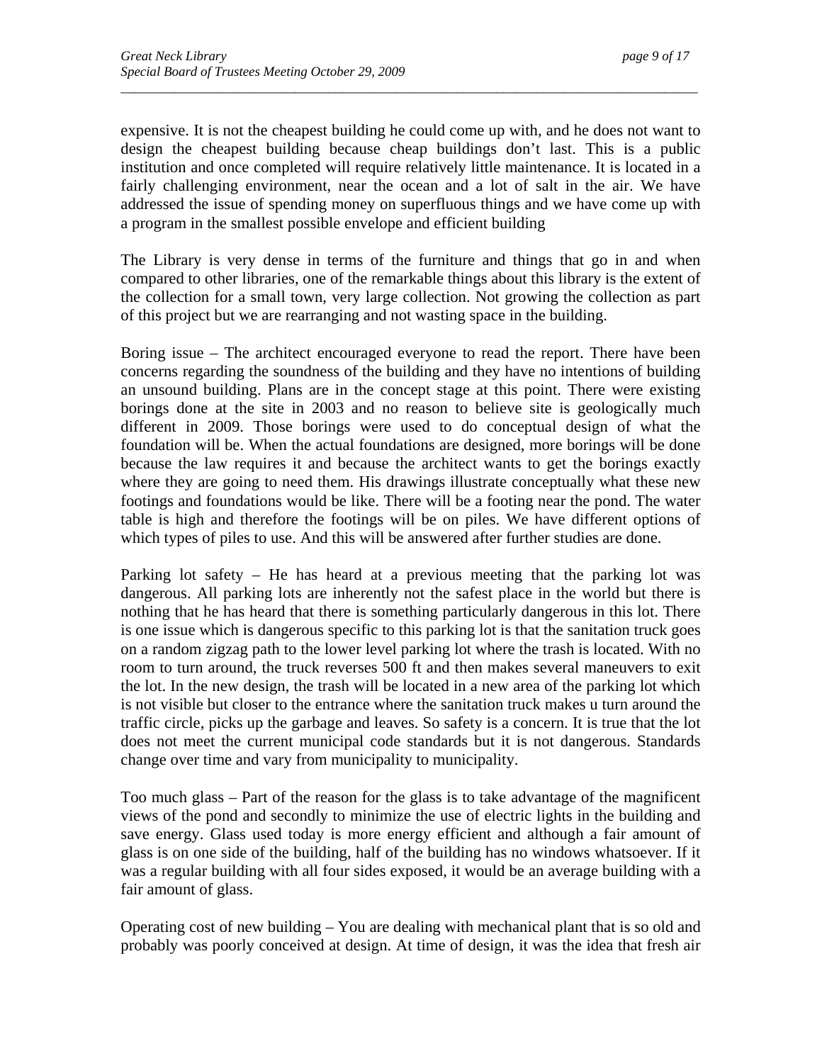expensive. It is not the cheapest building he could come up with, and he does not want to design the cheapest building because cheap buildings don't last. This is a public institution and once completed will require relatively little maintenance. It is located in a fairly challenging environment, near the ocean and a lot of salt in the air. We have addressed the issue of spending money on superfluous things and we have come up with a program in the smallest possible envelope and efficient building

The Library is very dense in terms of the furniture and things that go in and when compared to other libraries, one of the remarkable things about this library is the extent of the collection for a small town, very large collection. Not growing the collection as part of this project but we are rearranging and not wasting space in the building.

Boring issue – The architect encouraged everyone to read the report. There have been concerns regarding the soundness of the building and they have no intentions of building an unsound building. Plans are in the concept stage at this point. There were existing borings done at the site in 2003 and no reason to believe site is geologically much different in 2009. Those borings were used to do conceptual design of what the foundation will be. When the actual foundations are designed, more borings will be done because the law requires it and because the architect wants to get the borings exactly where they are going to need them. His drawings illustrate conceptually what these new footings and foundations would be like. There will be a footing near the pond. The water table is high and therefore the footings will be on piles. We have different options of which types of piles to use. And this will be answered after further studies are done.

Parking lot safety – He has heard at a previous meeting that the parking lot was dangerous. All parking lots are inherently not the safest place in the world but there is nothing that he has heard that there is something particularly dangerous in this lot. There is one issue which is dangerous specific to this parking lot is that the sanitation truck goes on a random zigzag path to the lower level parking lot where the trash is located. With no room to turn around, the truck reverses 500 ft and then makes several maneuvers to exit the lot. In the new design, the trash will be located in a new area of the parking lot which is not visible but closer to the entrance where the sanitation truck makes u turn around the traffic circle, picks up the garbage and leaves. So safety is a concern. It is true that the lot does not meet the current municipal code standards but it is not dangerous. Standards change over time and vary from municipality to municipality.

Too much glass – Part of the reason for the glass is to take advantage of the magnificent views of the pond and secondly to minimize the use of electric lights in the building and save energy. Glass used today is more energy efficient and although a fair amount of glass is on one side of the building, half of the building has no windows whatsoever. If it was a regular building with all four sides exposed, it would be an average building with a fair amount of glass.

Operating cost of new building – You are dealing with mechanical plant that is so old and probably was poorly conceived at design. At time of design, it was the idea that fresh air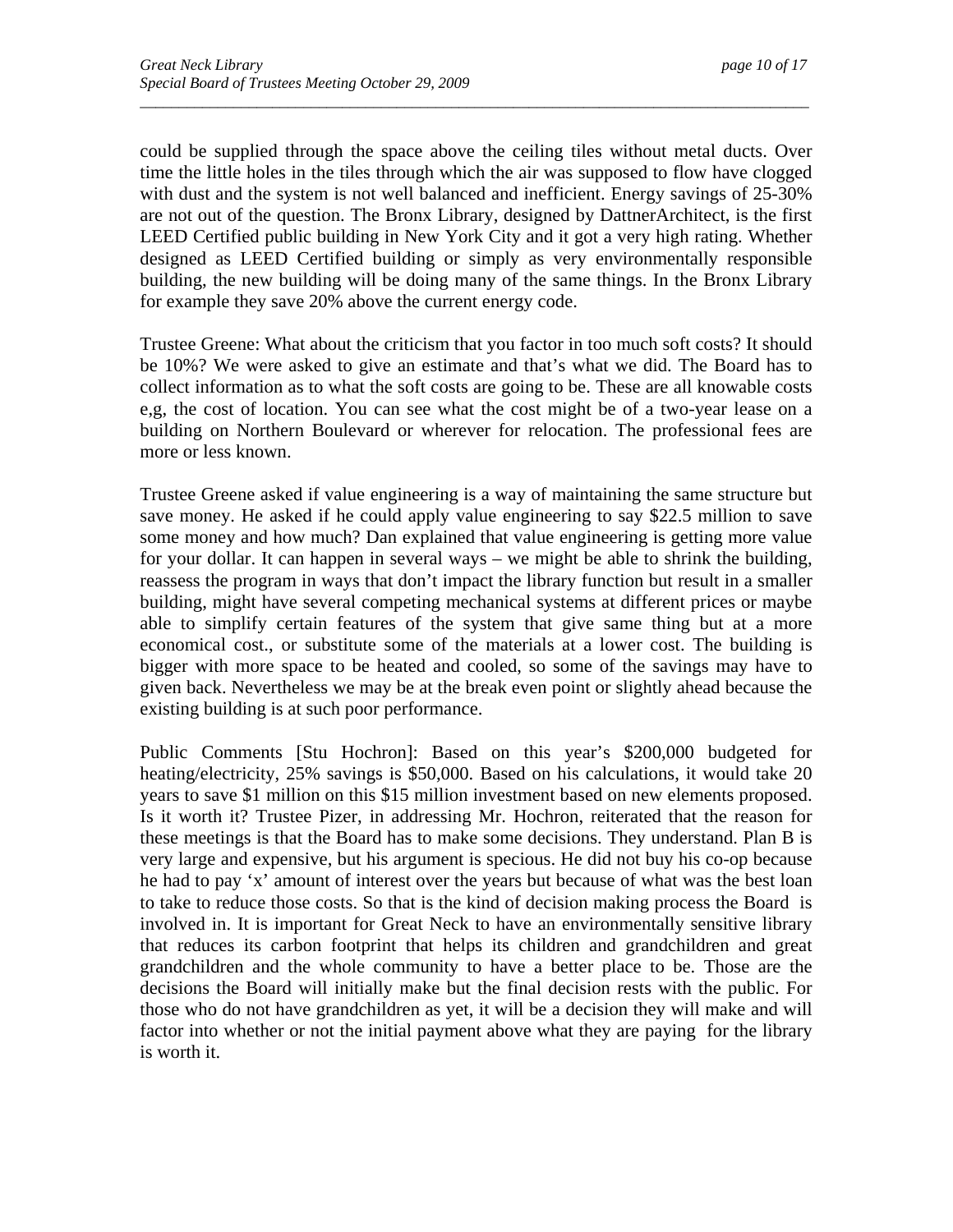could be supplied through the space above the ceiling tiles without metal ducts. Over time the little holes in the tiles through which the air was supposed to flow have clogged with dust and the system is not well balanced and inefficient. Energy savings of 25-30% are not out of the question. The Bronx Library, designed by DattnerArchitect, is the first LEED Certified public building in New York City and it got a very high rating. Whether designed as LEED Certified building or simply as very environmentally responsible building, the new building will be doing many of the same things. In the Bronx Library for example they save 20% above the current energy code.

Trustee Greene: What about the criticism that you factor in too much soft costs? It should be 10%? We were asked to give an estimate and that's what we did. The Board has to collect information as to what the soft costs are going to be. These are all knowable costs e,g, the cost of location. You can see what the cost might be of a two-year lease on a building on Northern Boulevard or wherever for relocation. The professional fees are more or less known.

Trustee Greene asked if value engineering is a way of maintaining the same structure but save money. He asked if he could apply value engineering to say $22.5 million to save some money and how much? Dan explained that value engineering is getting more value for your dollar. It can happen in several ways – we might be able to shrink the building, reassess the program in ways that don't impact the library function but result in a smaller building, might have several competing mechanical systems at different prices or maybe able to simplify certain features of the system that give same thing but at a more economical cost., or substitute some of the materials at a lower cost. The building is bigger with more space to be heated and cooled, so some of the savings may have to given back. Nevertheless we may be at the break even point or slightly ahead because the existing building is at such poor performance.

Public Comments [Stu Hochron]: Based on this year's $200,000 budgeted for heating/electricity, 25% savings is $50,000. Based on his calculations, it would take 20 years to save $1 million on this $15 million investment based on new elements proposed. Is it worth it? Trustee Pizer, in addressing Mr. Hochron, reiterated that the reason for these meetings is that the Board has to make some decisions. They understand. Plan B is very large and expensive, but his argument is specious. He did not buy his co-op because he had to pay 'x' amount of interest over the years but because of what was the best loan to take to reduce those costs. So that is the kind of decision making process the Board is involved in. It is important for Great Neck to have an environmentally sensitive library that reduces its carbon footprint that helps its children and grandchildren and great grandchildren and the whole community to have a better place to be. Those are the decisions the Board will initially make but the final decision rests with the public. For those who do not have grandchildren as yet, it will be a decision they will make and will factor into whether or not the initial payment above what they are paying for the library is worth it.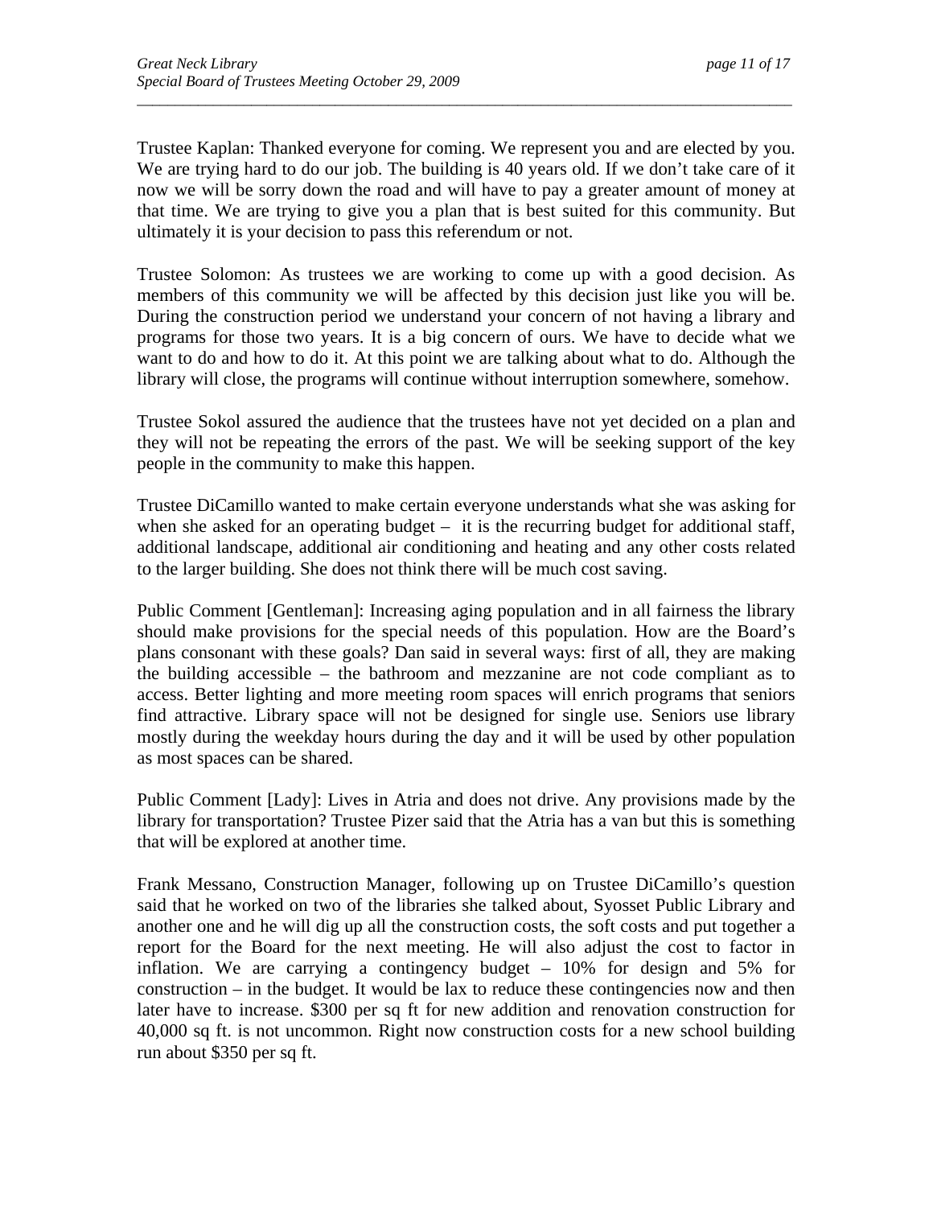Trustee Kaplan: Thanked everyone for coming. We represent you and are elected by you. We are trying hard to do our job. The building is 40 years old. If we don't take care of it now we will be sorry down the road and will have to pay a greater amount of money at that time. We are trying to give you a plan that is best suited for this community. But ultimately it is your decision to pass this referendum or not.

Trustee Solomon: As trustees we are working to come up with a good decision. As members of this community we will be affected by this decision just like you will be. During the construction period we understand your concern of not having a library and programs for those two years. It is a big concern of ours. We have to decide what we want to do and how to do it. At this point we are talking about what to do. Although the library will close, the programs will continue without interruption somewhere, somehow.

Trustee Sokol assured the audience that the trustees have not yet decided on a plan and they will not be repeating the errors of the past. We will be seeking support of the key people in the community to make this happen.

Trustee DiCamillo wanted to make certain everyone understands what she was asking for when she asked for an operating budget – it is the recurring budget for additional staff, additional landscape, additional air conditioning and heating and any other costs related to the larger building. She does not think there will be much cost saving.

Public Comment [Gentleman]: Increasing aging population and in all fairness the library should make provisions for the special needs of this population. How are the Board's plans consonant with these goals? Dan said in several ways: first of all, they are making the building accessible – the bathroom and mezzanine are not code compliant as to access. Better lighting and more meeting room spaces will enrich programs that seniors find attractive. Library space will not be designed for single use. Seniors use library mostly during the weekday hours during the day and it will be used by other population as most spaces can be shared.

Public Comment [Lady]: Lives in Atria and does not drive. Any provisions made by the library for transportation? Trustee Pizer said that the Atria has a van but this is something that will be explored at another time.

Frank Messano, Construction Manager, following up on Trustee DiCamillo's question said that he worked on two of the libraries she talked about, Syosset Public Library and another one and he will dig up all the construction costs, the soft costs and put together a report for the Board for the next meeting. He will also adjust the cost to factor in inflation. We are carrying a contingency budget – 10% for design and 5% for construction – in the budget. It would be lax to reduce these contingencies now and then later have to increase. $300 per sq ft for new addition and renovation construction for 40,000 sq ft. is not uncommon. Right now construction costs for a new school building run about $350 per sq ft.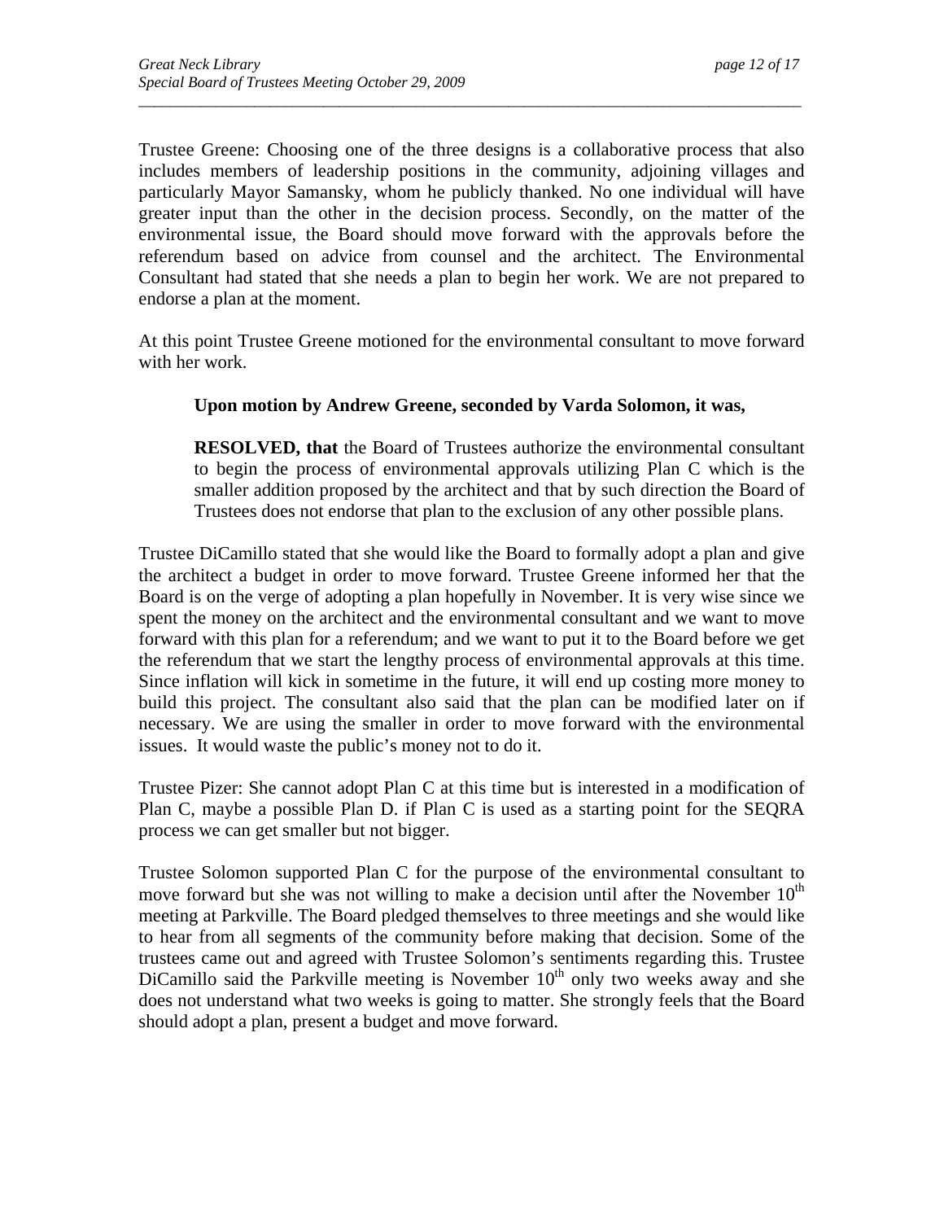Trustee Greene: Choosing one of the three designs is a collaborative process that also includes members of leadership positions in the community, adjoining villages and particularly Mayor Samansky, whom he publicly thanked. No one individual will have greater input than the other in the decision process. Secondly, on the matter of the environmental issue, the Board should move forward with the approvals before the referendum based on advice from counsel and the architect. The Environmental Consultant had stated that she needs a plan to begin her work. We are not prepared to endorse a plan at the moment.

At this point Trustee Greene motioned for the environmental consultant to move forward with her work.

> **Upon motion by Andrew Greene, seconded by Varda Solomon, it was,**
>
> **RESOLVED, that** the Board of Trustees authorize the environmental consultant to begin the process of environmental approvals utilizing Plan C which is the smaller addition proposed by the architect and that by such direction the Board of Trustees does not endorse that plan to the exclusion of any other possible plans.

Trustee DiCamillo stated that she would like the Board to formally adopt a plan and give the architect a budget in order to move forward. Trustee Greene informed her that the Board is on the verge of adopting a plan hopefully in November. It is very wise since we spent the money on the architect and the environmental consultant and we want to move forward with this plan for a referendum; and we want to put it to the Board before we get the referendum that we start the lengthy process of environmental approvals at this time. Since inflation will kick in sometime in the future, it will end up costing more money to build this project. The consultant also said that the plan can be modified later on if necessary. We are using the smaller in order to move forward with the environmental issues. It would waste the public's money not to do it.

Trustee Pizer: She cannot adopt Plan C at this time but is interested in a modification of Plan C, maybe a possible Plan D. if Plan C is used as a starting point for the SEQRA process we can get smaller but not bigger.

Trustee Solomon supported Plan C for the purpose of the environmental consultant to move forward but she was not willing to make a decision until after the November 10th meeting at Parkville. The Board pledged themselves to three meetings and she would like to hear from all segments of the community before making that decision. Some of the trustees came out and agreed with Trustee Solomon's sentiments regarding this. Trustee DiCamillo said the Parkville meeting is November 10th only two weeks away and she does not understand what two weeks is going to matter. She strongly feels that the Board should adopt a plan, present a budget and move forward.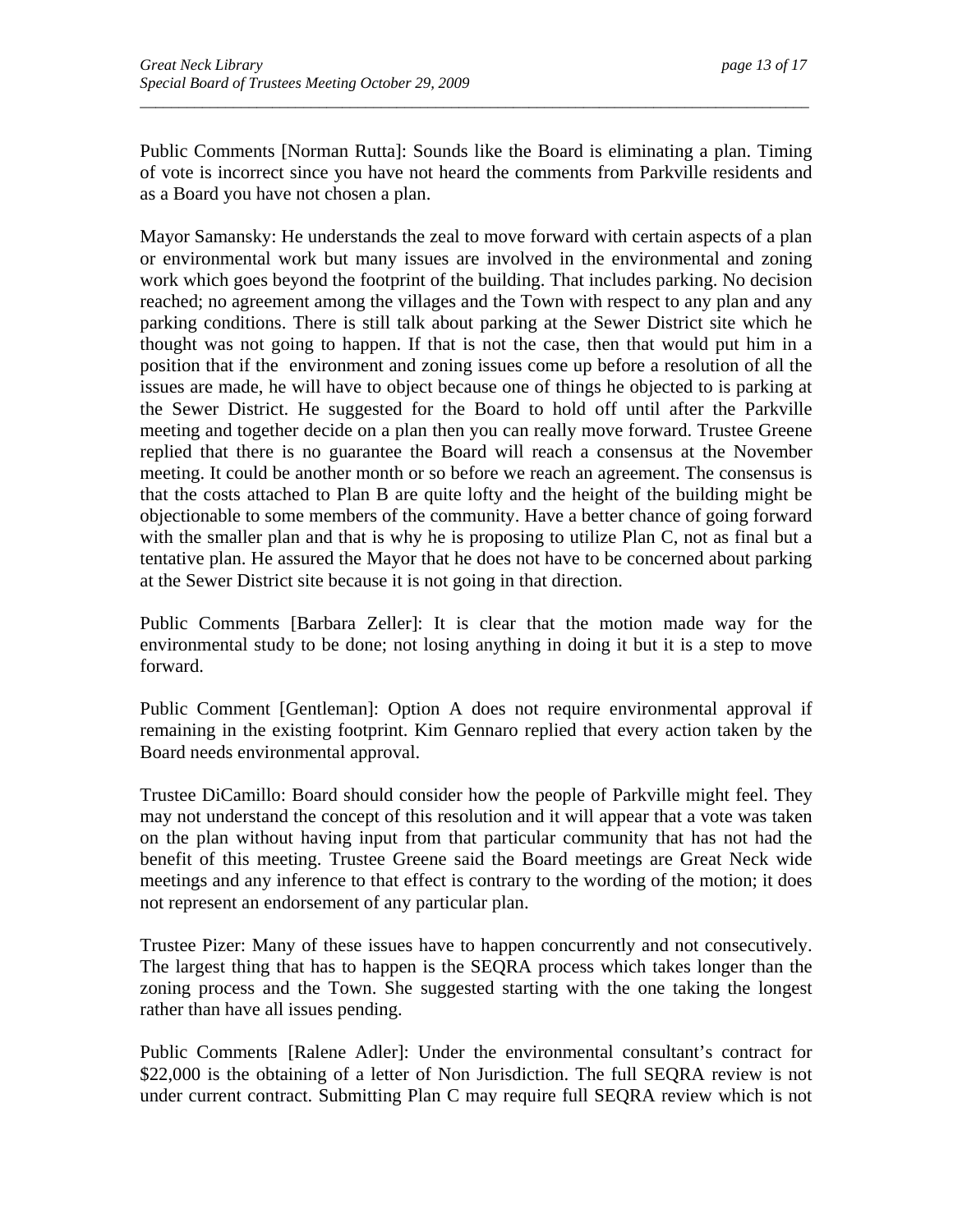Public Comments [Norman Rutta]: Sounds like the Board is eliminating a plan. Timing of vote is incorrect since you have not heard the comments from Parkville residents and as a Board you have not chosen a plan.

Mayor Samansky: He understands the zeal to move forward with certain aspects of a plan or environmental work but many issues are involved in the environmental and zoning work which goes beyond the footprint of the building. That includes parking. No decision reached; no agreement among the villages and the Town with respect to any plan and any parking conditions. There is still talk about parking at the Sewer District site which he thought was not going to happen. If that is not the case, then that would put him in a position that if the environment and zoning issues come up before a resolution of all the issues are made, he will have to object because one of things he objected to is parking at the Sewer District. He suggested for the Board to hold off until after the Parkville meeting and together decide on a plan then you can really move forward. Trustee Greene replied that there is no guarantee the Board will reach a consensus at the November meeting. It could be another month or so before we reach an agreement. The consensus is that the costs attached to Plan B are quite lofty and the height of the building might be objectionable to some members of the community. Have a better chance of going forward with the smaller plan and that is why he is proposing to utilize Plan C, not as final but a tentative plan. He assured the Mayor that he does not have to be concerned about parking at the Sewer District site because it is not going in that direction.

Public Comments [Barbara Zeller]: It is clear that the motion made way for the environmental study to be done; not losing anything in doing it but it is a step to move forward.

Public Comment [Gentleman]: Option A does not require environmental approval if remaining in the existing footprint. Kim Gennaro replied that every action taken by the Board needs environmental approval.

Trustee DiCamillo: Board should consider how the people of Parkville might feel. They may not understand the concept of this resolution and it will appear that a vote was taken on the plan without having input from that particular community that has not had the benefit of this meeting. Trustee Greene said the Board meetings are Great Neck wide meetings and any inference to that effect is contrary to the wording of the motion; it does not represent an endorsement of any particular plan.

Trustee Pizer: Many of these issues have to happen concurrently and not consecutively. The largest thing that has to happen is the SEQRA process which takes longer than the zoning process and the Town. She suggested starting with the one taking the longest rather than have all issues pending.

Public Comments [Ralene Adler]: Under the environmental consultant's contract for \$22,000 is the obtaining of a letter of Non Jurisdiction. The full SEQRA review is not under current contract. Submitting Plan C may require full SEQRA review which is not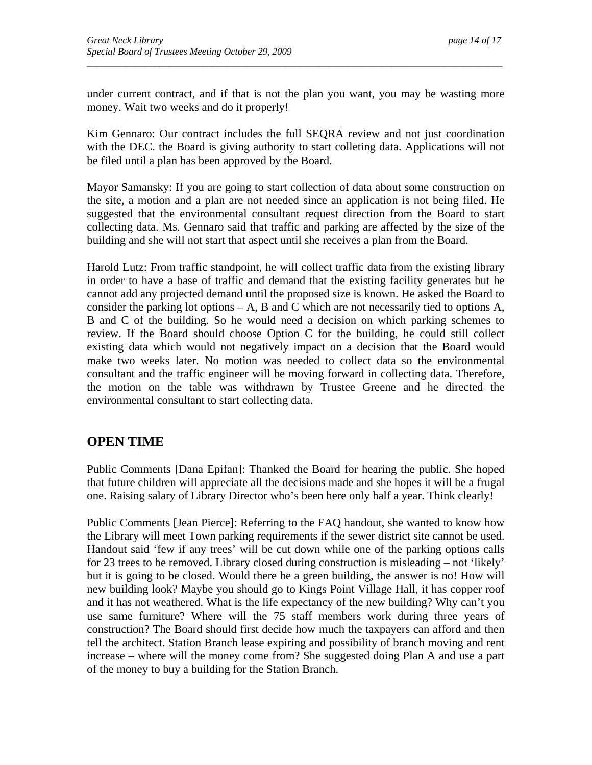under current contract, and if that is not the plan you want, you may be wasting more money. Wait two weeks and do it properly!

Kim Gennaro: Our contract includes the full SEQRA review and not just coordination with the DEC. the Board is giving authority to start colleting data. Applications will not be filed until a plan has been approved by the Board.

Mayor Samansky: If you are going to start collection of data about some construction on the site, a motion and a plan are not needed since an application is not being filed. He suggested that the environmental consultant request direction from the Board to start collecting data. Ms. Gennaro said that traffic and parking are affected by the size of the building and she will not start that aspect until she receives a plan from the Board.

Harold Lutz: From traffic standpoint, he will collect traffic data from the existing library in order to have a base of traffic and demand that the existing facility generates but he cannot add any projected demand until the proposed size is known. He asked the Board to consider the parking lot options – A, B and C which are not necessarily tied to options A, B and C of the building. So he would need a decision on which parking schemes to review. If the Board should choose Option C for the building, he could still collect existing data which would not negatively impact on a decision that the Board would make two weeks later. No motion was needed to collect data so the environmental consultant and the traffic engineer will be moving forward in collecting data. Therefore, the motion on the table was withdrawn by Trustee Greene and he directed the environmental consultant to start collecting data.

## OPEN TIME

Public Comments [Dana Epifan]: Thanked the Board for hearing the public. She hoped that future children will appreciate all the decisions made and she hopes it will be a frugal one. Raising salary of Library Director who's been here only half a year. Think clearly!

Public Comments [Jean Pierce]: Referring to the FAQ handout, she wanted to know how the Library will meet Town parking requirements if the sewer district site cannot be used. Handout said 'few if any trees' will be cut down while one of the parking options calls for 23 trees to be removed. Library closed during construction is misleading – not 'likely' but it is going to be closed. Would there be a green building, the answer is no! How will new building look? Maybe you should go to Kings Point Village Hall, it has copper roof and it has not weathered. What is the life expectancy of the new building? Why can't you use same furniture? Where will the 75 staff members work during three years of construction? The Board should first decide how much the taxpayers can afford and then tell the architect. Station Branch lease expiring and possibility of branch moving and rent increase – where will the money come from? She suggested doing Plan A and use a part of the money to buy a building for the Station Branch.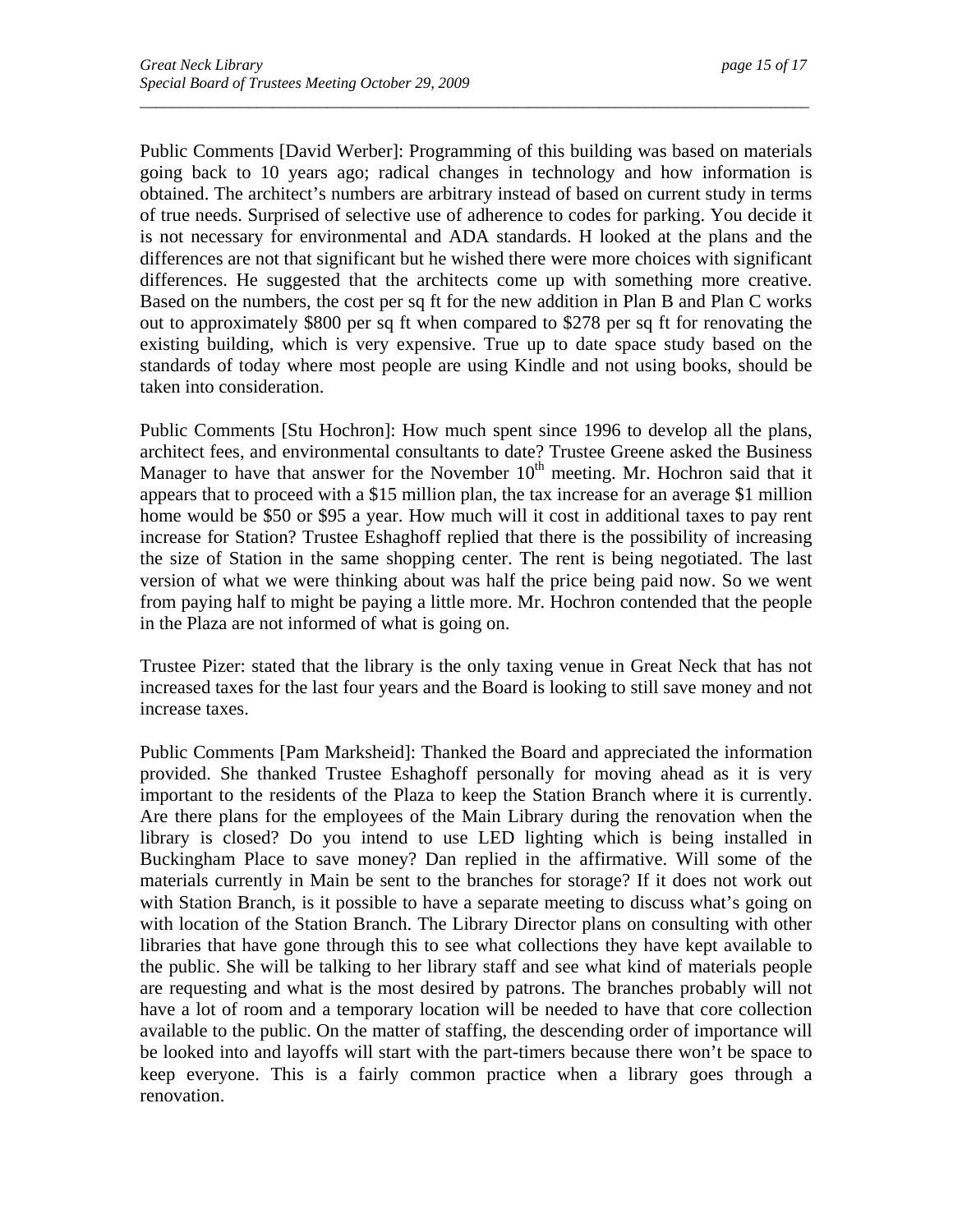Public Comments [David Werber]: Programming of this building was based on materials going back to 10 years ago; radical changes in technology and how information is obtained. The architect's numbers are arbitrary instead of based on current study in terms of true needs. Surprised of selective use of adherence to codes for parking. You decide it is not necessary for environmental and ADA standards. H looked at the plans and the differences are not that significant but he wished there were more choices with significant differences. He suggested that the architects come up with something more creative. Based on the numbers, the cost per sq ft for the new addition in Plan B and Plan C works out to approximately $800 per sq ft when compared to $278 per sq ft for renovating the existing building, which is very expensive. True up to date space study based on the standards of today where most people are using Kindle and not using books, should be taken into consideration.

Public Comments [Stu Hochron]: How much spent since 1996 to develop all the plans, architect fees, and environmental consultants to date? Trustee Greene asked the Business Manager to have that answer for the November 10th meeting. Mr. Hochron said that it appears that to proceed with a $15 million plan, the tax increase for an average $1 million home would be $50 or $95 a year. How much will it cost in additional taxes to pay rent increase for Station? Trustee Eshaghoff replied that there is the possibility of increasing the size of Station in the same shopping center. The rent is being negotiated. The last version of what we were thinking about was half the price being paid now. So we went from paying half to might be paying a little more. Mr. Hochron contended that the people in the Plaza are not informed of what is going on.

Trustee Pizer: stated that the library is the only taxing venue in Great Neck that has not increased taxes for the last four years and the Board is looking to still save money and not increase taxes.

Public Comments [Pam Marksheid]: Thanked the Board and appreciated the information provided. She thanked Trustee Eshaghoff personally for moving ahead as it is very important to the residents of the Plaza to keep the Station Branch where it is currently. Are there plans for the employees of the Main Library during the renovation when the library is closed? Do you intend to use LED lighting which is being installed in Buckingham Place to save money? Dan replied in the affirmative. Will some of the materials currently in Main be sent to the branches for storage? If it does not work out with Station Branch, is it possible to have a separate meeting to discuss what's going on with location of the Station Branch. The Library Director plans on consulting with other libraries that have gone through this to see what collections they have kept available to the public. She will be talking to her library staff and see what kind of materials people are requesting and what is the most desired by patrons. The branches probably will not have a lot of room and a temporary location will be needed to have that core collection available to the public. On the matter of staffing, the descending order of importance will be looked into and layoffs will start with the part-timers because there won't be space to keep everyone. This is a fairly common practice when a library goes through a renovation.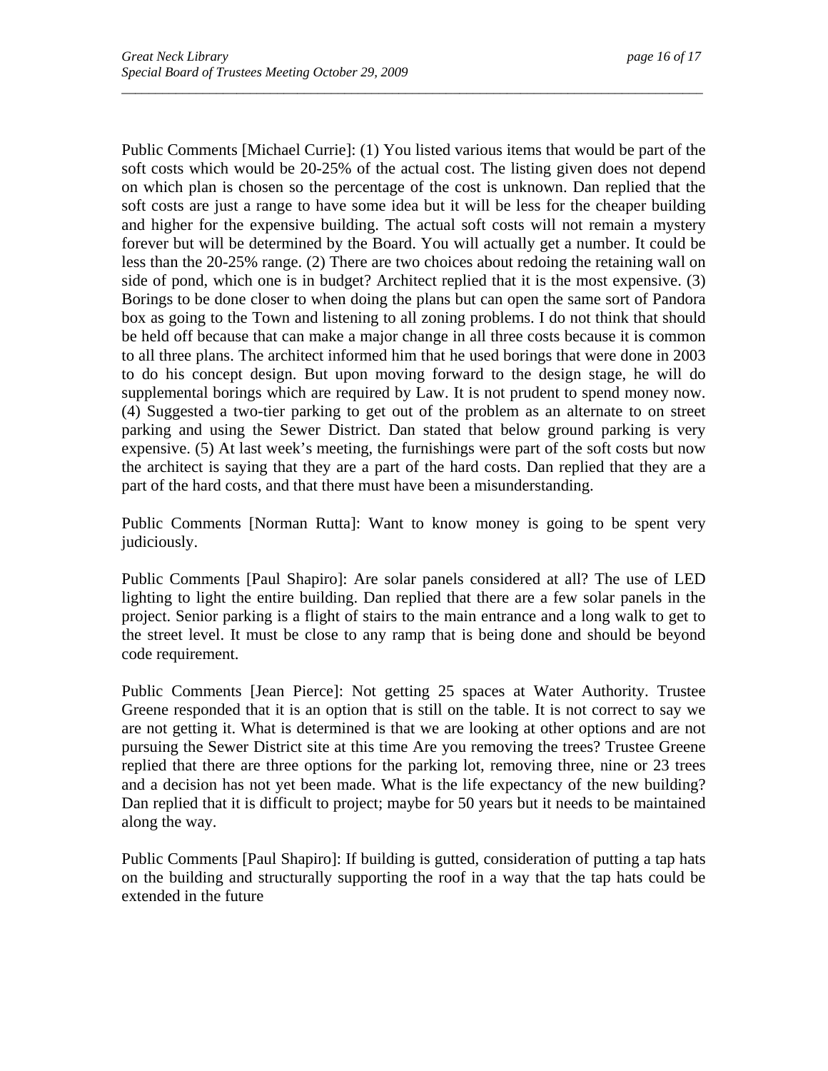Public Comments [Michael Currie]: (1) You listed various items that would be part of the soft costs which would be 20-25% of the actual cost. The listing given does not depend on which plan is chosen so the percentage of the cost is unknown. Dan replied that the soft costs are just a range to have some idea but it will be less for the cheaper building and higher for the expensive building. The actual soft costs will not remain a mystery forever but will be determined by the Board. You will actually get a number. It could be less than the 20-25% range. (2) There are two choices about redoing the retaining wall on side of pond, which one is in budget? Architect replied that it is the most expensive. (3) Borings to be done closer to when doing the plans but can open the same sort of Pandora box as going to the Town and listening to all zoning problems. I do not think that should be held off because that can make a major change in all three costs because it is common to all three plans. The architect informed him that he used borings that were done in 2003 to do his concept design. But upon moving forward to the design stage, he will do supplemental borings which are required by Law. It is not prudent to spend money now. (4) Suggested a two-tier parking to get out of the problem as an alternate to on street parking and using the Sewer District. Dan stated that below ground parking is very expensive. (5) At last week's meeting, the furnishings were part of the soft costs but now the architect is saying that they are a part of the hard costs. Dan replied that they are a part of the hard costs, and that there must have been a misunderstanding.

Public Comments [Norman Rutta]: Want to know money is going to be spent very judiciously.

Public Comments [Paul Shapiro]: Are solar panels considered at all? The use of LED lighting to light the entire building. Dan replied that there are a few solar panels in the project. Senior parking is a flight of stairs to the main entrance and a long walk to get to the street level. It must be close to any ramp that is being done and should be beyond code requirement.

Public Comments [Jean Pierce]: Not getting 25 spaces at Water Authority. Trustee Greene responded that it is an option that is still on the table. It is not correct to say we are not getting it. What is determined is that we are looking at other options and are not pursuing the Sewer District site at this time Are you removing the trees? Trustee Greene replied that there are three options for the parking lot, removing three, nine or 23 trees and a decision has not yet been made. What is the life expectancy of the new building? Dan replied that it is difficult to project; maybe for 50 years but it needs to be maintained along the way.

Public Comments [Paul Shapiro]: If building is gutted, consideration of putting a tap hats on the building and structurally supporting the roof in a way that the tap hats could be extended in the future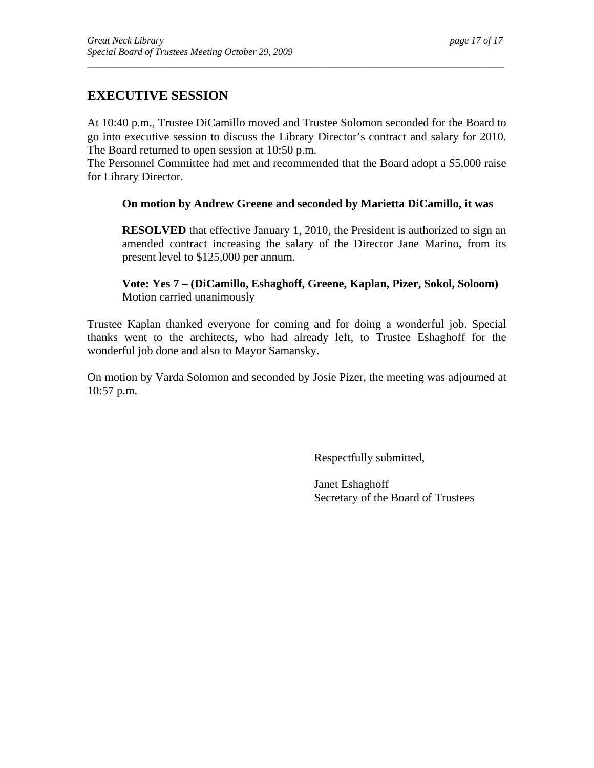## EXECUTIVE SESSION

At 10:40 p.m., Trustee DiCamillo moved and Trustee Solomon seconded for the Board to go into executive session to discuss the Library Director's contract and salary for 2010. The Board returned to open session at 10:50 p.m.
The Personnel Committee had met and recommended that the Board adopt a $5,000 raise for Library Director.

> **On motion by Andrew Greene and seconded by Marietta DiCamillo, it was**
>
> **RESOLVED** that effective January 1, 2010, the President is authorized to sign an amended contract increasing the salary of the Director Jane Marino, from its present level to $125,000 per annum.
>
> **Vote: Yes 7 – (DiCamillo, Eshaghoff, Greene, Kaplan, Pizer, Sokol, Soloom)**
> Motion carried unanimously

Trustee Kaplan thanked everyone for coming and for doing a wonderful job. Special thanks went to the architects, who had already left, to Trustee Eshaghoff for the wonderful job done and also to Mayor Samansky.

On motion by Varda Solomon and seconded by Josie Pizer, the meeting was adjourned at 10:57 p.m.

Respectfully submitted,

Janet Eshaghoff
Secretary of the Board of Trustees